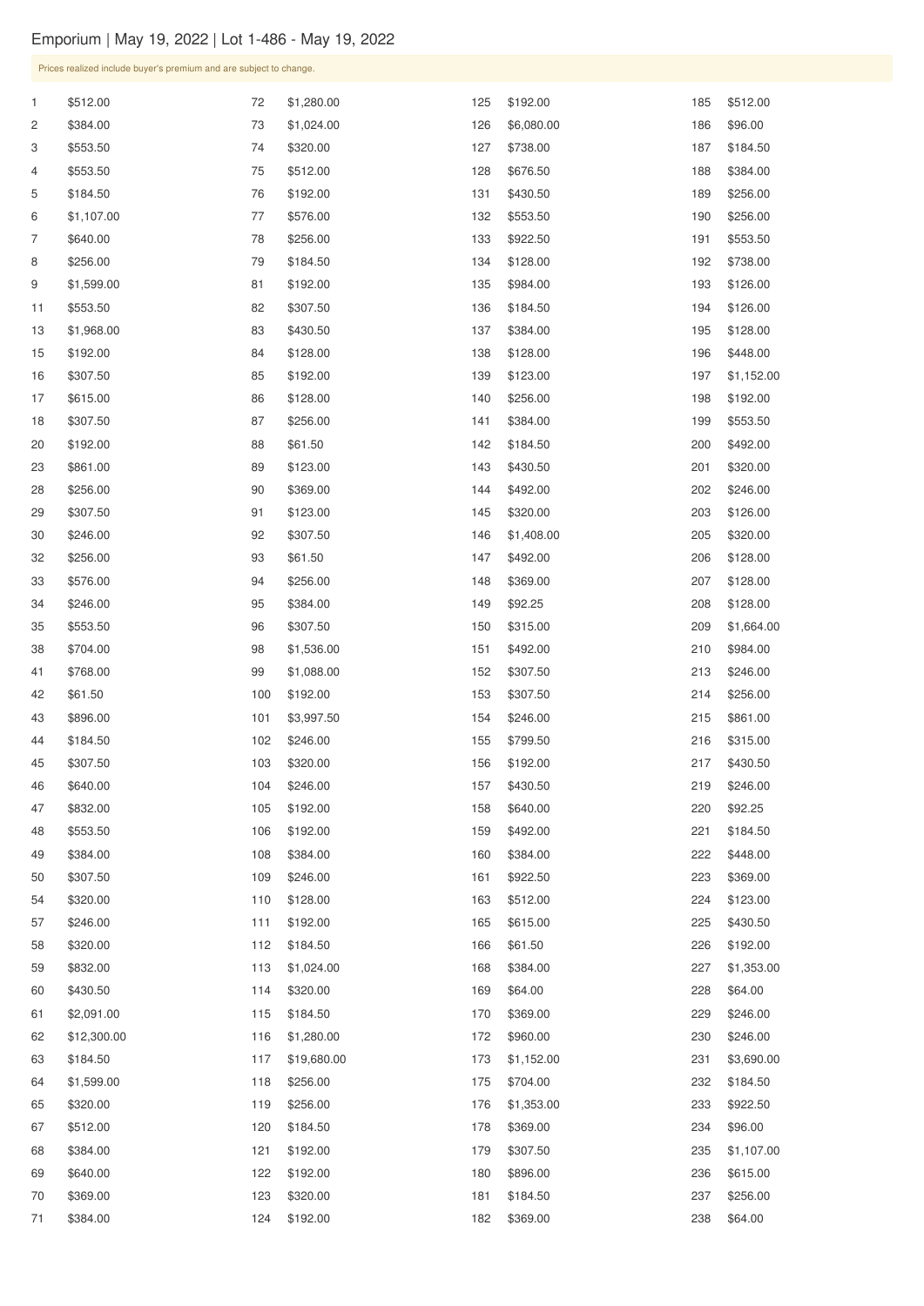# Emporium | May 19, 2022 | Lot 1-486 - May 19, 2022

Prices realized include buyer's premium and are subject to change.

| Lot | Price | Lot | Price | Lot | Price | Lot | Price |
|---|---|---|---|---|---|---|---|
| 1 | $512.00 | 72 | $1,280.00 | 125 | $192.00 | 185 | $512.00 |
| 2 | $384.00 | 73 | $1,024.00 | 126 | $6,080.00 | 186 | $96.00 |
| 3 | $553.50 | 74 | $320.00 | 127 | $738.00 | 187 | $184.50 |
| 4 | $553.50 | 75 | $512.00 | 128 | $676.50 | 188 | $384.00 |
| 5 | $184.50 | 76 | $192.00 | 131 | $430.50 | 189 | $256.00 |
| 6 | $1,107.00 | 77 | $576.00 | 132 | $553.50 | 190 | $256.00 |
| 7 | $640.00 | 78 | $256.00 | 133 | $922.50 | 191 | $553.50 |
| 8 | $256.00 | 79 | $184.50 | 134 | $128.00 | 192 | $738.00 |
| 9 | $1,599.00 | 81 | $192.00 | 135 | $984.00 | 193 | $126.00 |
| 11 | $553.50 | 82 | $307.50 | 136 | $184.50 | 194 | $126.00 |
| 13 | $1,968.00 | 83 | $430.50 | 137 | $384.00 | 195 | $128.00 |
| 15 | $192.00 | 84 | $128.00 | 138 | $128.00 | 196 | $448.00 |
| 16 | $307.50 | 85 | $192.00 | 139 | $123.00 | 197 | $1,152.00 |
| 17 | $615.00 | 86 | $128.00 | 140 | $256.00 | 198 | $192.00 |
| 18 | $307.50 | 87 | $256.00 | 141 | $384.00 | 199 | $553.50 |
| 20 | $192.00 | 88 | $61.50 | 142 | $184.50 | 200 | $492.00 |
| 23 | $861.00 | 89 | $123.00 | 143 | $430.50 | 201 | $320.00 |
| 28 | $256.00 | 90 | $369.00 | 144 | $492.00 | 202 | $246.00 |
| 29 | $307.50 | 91 | $123.00 | 145 | $320.00 | 203 | $126.00 |
| 30 | $246.00 | 92 | $307.50 | 146 | $1,408.00 | 205 | $320.00 |
| 32 | $256.00 | 93 | $61.50 | 147 | $492.00 | 206 | $128.00 |
| 33 | $576.00 | 94 | $256.00 | 148 | $369.00 | 207 | $128.00 |
| 34 | $246.00 | 95 | $384.00 | 149 | $92.25 | 208 | $128.00 |
| 35 | $553.50 | 96 | $307.50 | 150 | $315.00 | 209 | $1,664.00 |
| 38 | $704.00 | 98 | $1,536.00 | 151 | $492.00 | 210 | $984.00 |
| 41 | $768.00 | 99 | $1,088.00 | 152 | $307.50 | 213 | $246.00 |
| 42 | $61.50 | 100 | $192.00 | 153 | $307.50 | 214 | $256.00 |
| 43 | $896.00 | 101 | $3,997.50 | 154 | $246.00 | 215 | $861.00 |
| 44 | $184.50 | 102 | $246.00 | 155 | $799.50 | 216 | $315.00 |
| 45 | $307.50 | 103 | $320.00 | 156 | $192.00 | 217 | $430.50 |
| 46 | $640.00 | 104 | $246.00 | 157 | $430.50 | 219 | $246.00 |
| 47 | $832.00 | 105 | $192.00 | 158 | $640.00 | 220 | $92.25 |
| 48 | $553.50 | 106 | $192.00 | 159 | $492.00 | 221 | $184.50 |
| 49 | $384.00 | 108 | $384.00 | 160 | $384.00 | 222 | $448.00 |
| 50 | $307.50 | 109 | $246.00 | 161 | $922.50 | 223 | $369.00 |
| 54 | $320.00 | 110 | $128.00 | 163 | $512.00 | 224 | $123.00 |
| 57 | $246.00 | 111 | $192.00 | 165 | $615.00 | 225 | $430.50 |
| 58 | $320.00 | 112 | $184.50 | 166 | $61.50 | 226 | $192.00 |
| 59 | $832.00 | 113 | $1,024.00 | 168 | $384.00 | 227 | $1,353.00 |
| 60 | $430.50 | 114 | $320.00 | 169 | $64.00 | 228 | $64.00 |
| 61 | $2,091.00 | 115 | $184.50 | 170 | $369.00 | 229 | $246.00 |
| 62 | $12,300.00 | 116 | $1,280.00 | 172 | $960.00 | 230 | $246.00 |
| 63 | $184.50 | 117 | $19,680.00 | 173 | $1,152.00 | 231 | $3,690.00 |
| 64 | $1,599.00 | 118 | $256.00 | 175 | $704.00 | 232 | $184.50 |
| 65 | $320.00 | 119 | $256.00 | 176 | $1,353.00 | 233 | $922.50 |
| 67 | $512.00 | 120 | $184.50 | 178 | $369.00 | 234 | $96.00 |
| 68 | $384.00 | 121 | $192.00 | 179 | $307.50 | 235 | $1,107.00 |
| 69 | $640.00 | 122 | $192.00 | 180 | $896.00 | 236 | $615.00 |
| 70 | $369.00 | 123 | $320.00 | 181 | $184.50 | 237 | $256.00 |
| 71 | $384.00 | 124 | $192.00 | 182 | $369.00 | 238 | $64.00 |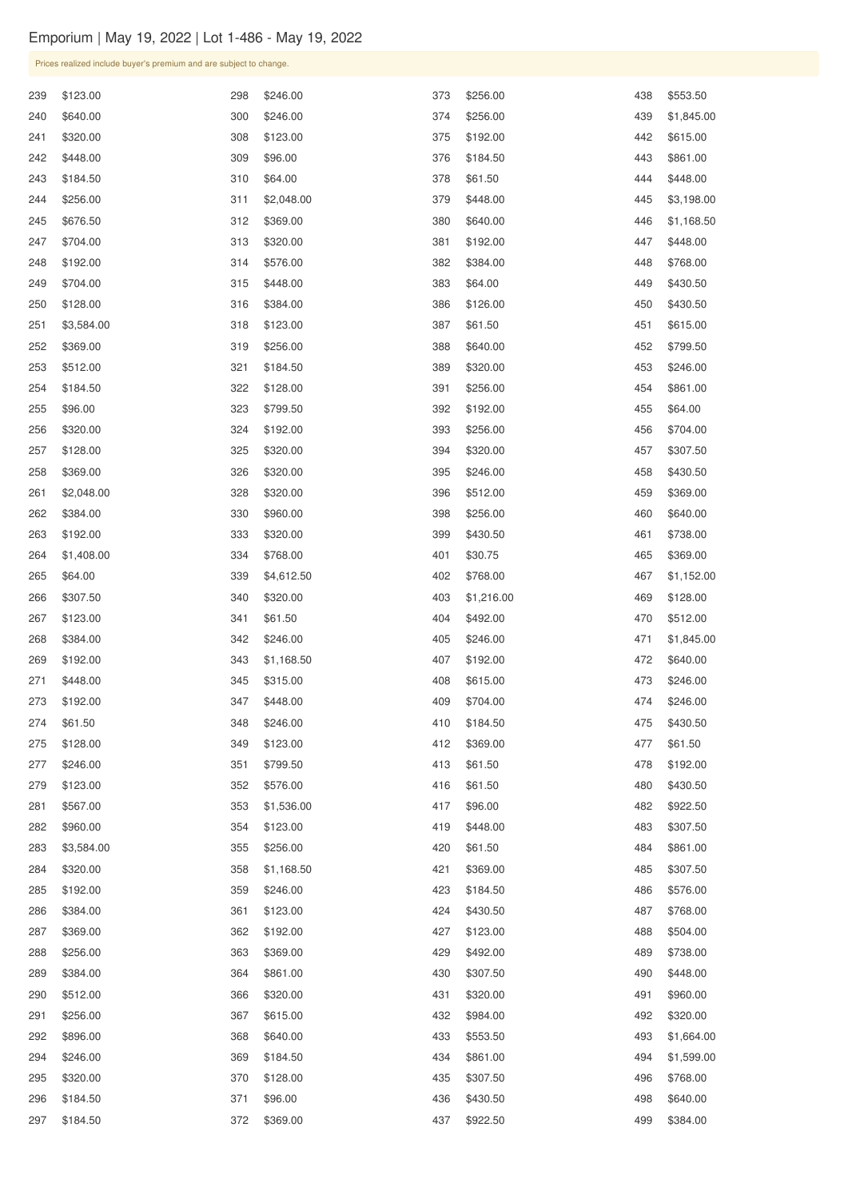| Lot | Price |
|---|---|
| 239 | $123.00 |
| 240 | $640.00 |
| 241 | $320.00 |
| 242 | $448.00 |
| 243 | $184.50 |
| 244 | $256.00 |
| 245 | $676.50 |
| 247 | $704.00 |
| 248 | $192.00 |
| 249 | $704.00 |
| 250 | $128.00 |
| 251 | $3,584.00 |
| 252 | $369.00 |
| 253 | $512.00 |
| 254 | $184.50 |
| 255 | $96.00 |
| 256 | $320.00 |
| 257 | $128.00 |
| 258 | $369.00 |
| 261 | $2,048.00 |
| 262 | $384.00 |
| 263 | $192.00 |
| 264 | $1,408.00 |
| 265 | $64.00 |
| 266 | $307.50 |
| 267 | $123.00 |
| 268 | $384.00 |
| 269 | $192.00 |
| 271 | $448.00 |
| 273 | $192.00 |
| 274 | $61.50 |
| 275 | $128.00 |
| 277 | $246.00 |
| 279 | $123.00 |
| 281 | $567.00 |
| 282 | $960.00 |
| 283 | $3,584.00 |
| 284 | $320.00 |
| 285 | $192.00 |
| 286 | $384.00 |
| 287 | $369.00 |
| 288 | $256.00 |
| 289 | $384.00 |
| 290 | $512.00 |
| 291 | $256.00 |
| 292 | $896.00 |
| 294 | $246.00 |
| 295 | $320.00 |
| 296 | $184.50 |
| 297 | $184.50 |
| 298 | $246.00 |
| 300 | $246.00 |
| 308 | $123.00 |
| 309 | $96.00 |
| 310 | $64.00 |
| 311 | $2,048.00 |
| 312 | $369.00 |
| 313 | $320.00 |
| 314 | $576.00 |
| 315 | $448.00 |
| 316 | $384.00 |
| 318 | $123.00 |
| 319 | $256.00 |
| 321 | $184.50 |
| 322 | $128.00 |
| 323 | $799.50 |
| 324 | $192.00 |
| 325 | $320.00 |
| 326 | $320.00 |
| 328 | $320.00 |
| 330 | $960.00 |
| 333 | $320.00 |
| 334 | $768.00 |
| 339 | $4,612.50 |
| 340 | $320.00 |
| 341 | $61.50 |
| 342 | $246.00 |
| 343 | $1,168.50 |
| 345 | $315.00 |
| 347 | $448.00 |
| 348 | $246.00 |
| 349 | $123.00 |
| 351 | $799.50 |
| 352 | $576.00 |
| 353 | $1,536.00 |
| 354 | $123.00 |
| 355 | $256.00 |
| 358 | $1,168.50 |
| 359 | $246.00 |
| 361 | $123.00 |
| 362 | $192.00 |
| 363 | $369.00 |
| 364 | $861.00 |
| 366 | $320.00 |
| 367 | $615.00 |
| 368 | $640.00 |
| 369 | $184.50 |
| 370 | $128.00 |
| 371 | $96.00 |
| 372 | $369.00 |
| 373 | $256.00 |
| 374 | $256.00 |
| 375 | $192.00 |
| 376 | $184.50 |
| 378 | $61.50 |
| 379 | $448.00 |
| 380 | $640.00 |
| 381 | $192.00 |
| 382 | $384.00 |
| 383 | $64.00 |
| 386 | $126.00 |
| 387 | $61.50 |
| 388 | $640.00 |
| 389 | $320.00 |
| 391 | $256.00 |
| 392 | $192.00 |
| 393 | $256.00 |
| 394 | $320.00 |
| 395 | $246.00 |
| 396 | $512.00 |
| 398 | $256.00 |
| 399 | $430.50 |
| 401 | $30.75 |
| 402 | $768.00 |
| 403 | $1,216.00 |
| 404 | $492.00 |
| 405 | $246.00 |
| 407 | $192.00 |
| 408 | $615.00 |
| 409 | $704.00 |
| 410 | $184.50 |
| 412 | $369.00 |
| 413 | $61.50 |
| 416 | $61.50 |
| 417 | $96.00 |
| 419 | $448.00 |
| 420 | $61.50 |
| 421 | $369.00 |
| 423 | $184.50 |
| 424 | $430.50 |
| 427 | $123.00 |
| 429 | $492.00 |
| 430 | $307.50 |
| 431 | $320.00 |
| 432 | $984.00 |
| 433 | $553.50 |
| 434 | $861.00 |
| 435 | $307.50 |
| 436 | $430.50 |
| 437 | $922.50 |
| 438 | $553.50 |
| 439 | $1,845.00 |
| 442 | $615.00 |
| 443 | $861.00 |
| 444 | $448.00 |
| 445 | $3,198.00 |
| 446 | $1,168.50 |
| 447 | $448.00 |
| 448 | $768.00 |
| 449 | $430.50 |
| 450 | $430.50 |
| 451 | $615.00 |
| 452 | $799.50 |
| 453 | $246.00 |
| 454 | $861.00 |
| 455 | $64.00 |
| 456 | $704.00 |
| 457 | $307.50 |
| 458 | $430.50 |
| 459 | $369.00 |
| 460 | $640.00 |
| 461 | $738.00 |
| 465 | $369.00 |
| 467 | $1,152.00 |
| 469 | $128.00 |
| 470 | $512.00 |
| 471 | $1,845.00 |
| 472 | $640.00 |
| 473 | $246.00 |
| 474 | $246.00 |
| 475 | $430.50 |
| 477 | $61.50 |
| 478 | $192.00 |
| 480 | $430.50 |
| 482 | $922.50 |
| 483 | $307.50 |
| 484 | $861.00 |
| 485 | $307.50 |
| 486 | $576.00 |
| 487 | $768.00 |
| 488 | $504.00 |
| 489 | $738.00 |
| 490 | $448.00 |
| 491 | $960.00 |
| 492 | $320.00 |
| 493 | $1,664.00 |
| 494 | $1,599.00 |
| 496 | $768.00 |
| 498 | $640.00 |
| 499 | $384.00 |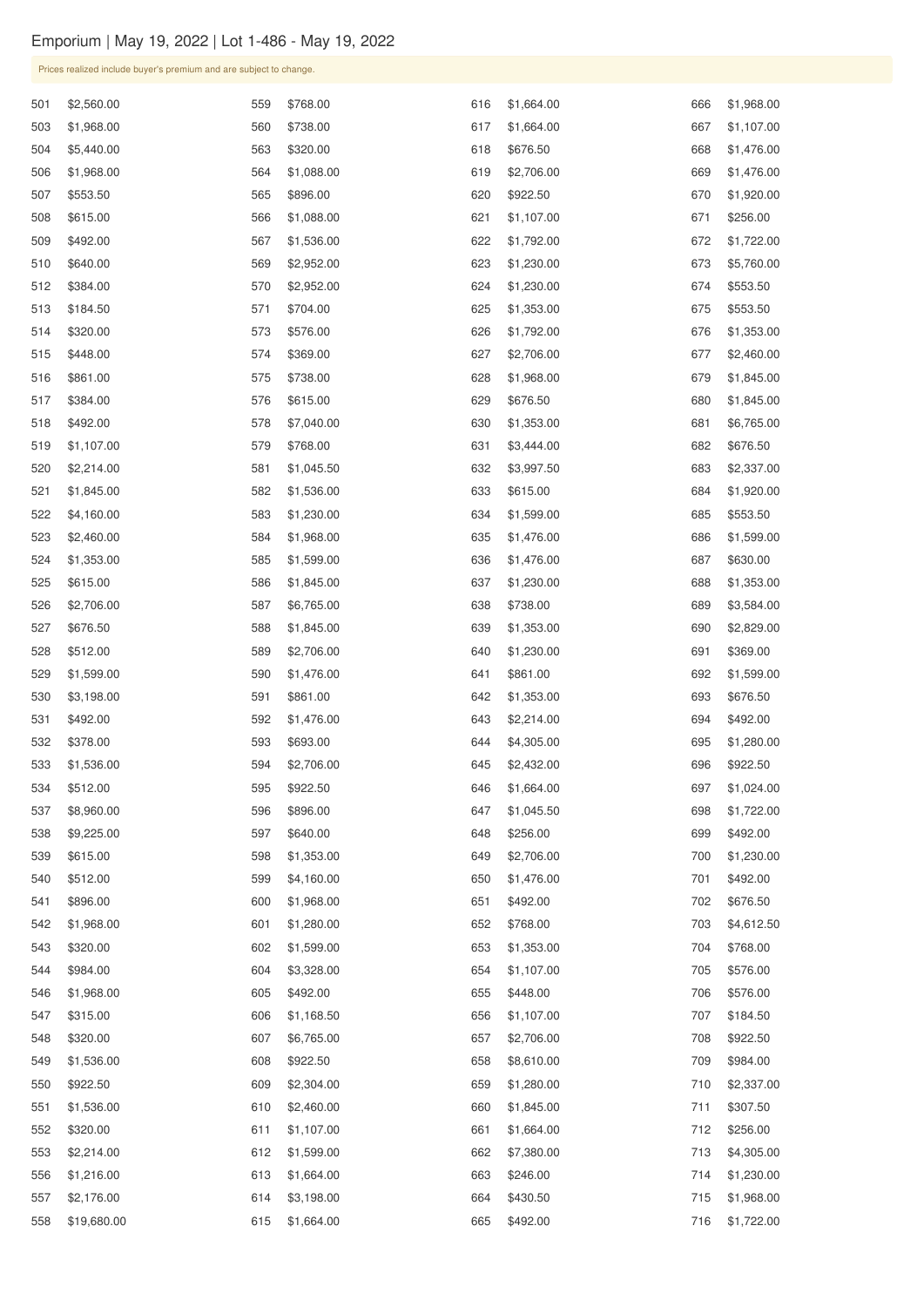Emporium | May 19, 2022 | Lot 1-486 - May 19, 2022

Prices realized include buyer's premium and are subject to change.

| Lot | Price |
|---|---|
| 501 | $2,560.00 |
| 503 | $1,968.00 |
| 504 | $5,440.00 |
| 506 | $1,968.00 |
| 507 | $553.50 |
| 508 | $615.00 |
| 509 | $492.00 |
| 510 | $640.00 |
| 512 | $384.00 |
| 513 | $184.50 |
| 514 | $320.00 |
| 515 | $448.00 |
| 516 | $861.00 |
| 517 | $384.00 |
| 518 | $492.00 |
| 519 | $1,107.00 |
| 520 | $2,214.00 |
| 521 | $1,845.00 |
| 522 | $4,160.00 |
| 523 | $2,460.00 |
| 524 | $1,353.00 |
| 525 | $615.00 |
| 526 | $2,706.00 |
| 527 | $676.50 |
| 528 | $512.00 |
| 529 | $1,599.00 |
| 530 | $3,198.00 |
| 531 | $492.00 |
| 532 | $378.00 |
| 533 | $1,536.00 |
| 534 | $512.00 |
| 537 | $8,960.00 |
| 538 | $9,225.00 |
| 539 | $615.00 |
| 540 | $512.00 |
| 541 | $896.00 |
| 542 | $1,968.00 |
| 543 | $320.00 |
| 544 | $984.00 |
| 546 | $1,968.00 |
| 547 | $315.00 |
| 548 | $320.00 |
| 549 | $1,536.00 |
| 550 | $922.50 |
| 551 | $1,536.00 |
| 552 | $320.00 |
| 553 | $2,214.00 |
| 556 | $1,216.00 |
| 557 | $2,176.00 |
| 558 | $19,680.00 |
| 559 | $768.00 |
| 560 | $738.00 |
| 563 | $320.00 |
| 564 | $1,088.00 |
| 565 | $896.00 |
| 566 | $1,088.00 |
| 567 | $1,536.00 |
| 569 | $2,952.00 |
| 570 | $2,952.00 |
| 571 | $704.00 |
| 573 | $576.00 |
| 574 | $369.00 |
| 575 | $738.00 |
| 576 | $615.00 |
| 578 | $7,040.00 |
| 579 | $768.00 |
| 581 | $1,045.50 |
| 582 | $1,536.00 |
| 583 | $1,230.00 |
| 584 | $1,968.00 |
| 585 | $1,599.00 |
| 586 | $1,845.00 |
| 587 | $6,765.00 |
| 588 | $1,845.00 |
| 589 | $2,706.00 |
| 590 | $1,476.00 |
| 591 | $861.00 |
| 592 | $1,476.00 |
| 593 | $693.00 |
| 594 | $2,706.00 |
| 595 | $922.50 |
| 596 | $896.00 |
| 597 | $640.00 |
| 598 | $1,353.00 |
| 599 | $4,160.00 |
| 600 | $1,968.00 |
| 601 | $1,280.00 |
| 602 | $1,599.00 |
| 604 | $3,328.00 |
| 605 | $492.00 |
| 606 | $1,168.50 |
| 607 | $6,765.00 |
| 608 | $922.50 |
| 609 | $2,304.00 |
| 610 | $2,460.00 |
| 611 | $1,107.00 |
| 612 | $1,599.00 |
| 613 | $1,664.00 |
| 614 | $3,198.00 |
| 615 | $1,664.00 |
| 616 | $1,664.00 |
| 617 | $1,664.00 |
| 618 | $676.50 |
| 619 | $2,706.00 |
| 620 | $922.50 |
| 621 | $1,107.00 |
| 622 | $1,792.00 |
| 623 | $1,230.00 |
| 624 | $1,230.00 |
| 625 | $1,353.00 |
| 626 | $1,792.00 |
| 627 | $2,706.00 |
| 628 | $1,968.00 |
| 629 | $676.50 |
| 630 | $1,353.00 |
| 631 | $3,444.00 |
| 632 | $3,997.50 |
| 633 | $615.00 |
| 634 | $1,599.00 |
| 635 | $1,476.00 |
| 636 | $1,476.00 |
| 637 | $1,230.00 |
| 638 | $738.00 |
| 639 | $1,353.00 |
| 640 | $1,230.00 |
| 641 | $861.00 |
| 642 | $1,353.00 |
| 643 | $2,214.00 |
| 644 | $4,305.00 |
| 645 | $2,432.00 |
| 646 | $1,664.00 |
| 647 | $1,045.50 |
| 648 | $256.00 |
| 649 | $2,706.00 |
| 650 | $1,476.00 |
| 651 | $492.00 |
| 652 | $768.00 |
| 653 | $1,353.00 |
| 654 | $1,107.00 |
| 655 | $448.00 |
| 656 | $1,107.00 |
| 657 | $2,706.00 |
| 658 | $8,610.00 |
| 659 | $1,280.00 |
| 660 | $1,845.00 |
| 661 | $1,664.00 |
| 662 | $7,380.00 |
| 663 | $246.00 |
| 664 | $430.50 |
| 665 | $492.00 |
| 666 | $1,968.00 |
| 667 | $1,107.00 |
| 668 | $1,476.00 |
| 669 | $1,476.00 |
| 670 | $1,920.00 |
| 671 | $256.00 |
| 672 | $1,722.00 |
| 673 | $5,760.00 |
| 674 | $553.50 |
| 675 | $553.50 |
| 676 | $1,353.00 |
| 677 | $2,460.00 |
| 679 | $1,845.00 |
| 680 | $1,845.00 |
| 681 | $6,765.00 |
| 682 | $676.50 |
| 683 | $2,337.00 |
| 684 | $1,920.00 |
| 685 | $553.50 |
| 686 | $1,599.00 |
| 687 | $630.00 |
| 688 | $1,353.00 |
| 689 | $3,584.00 |
| 690 | $2,829.00 |
| 691 | $369.00 |
| 692 | $1,599.00 |
| 693 | $676.50 |
| 694 | $492.00 |
| 695 | $1,280.00 |
| 696 | $922.50 |
| 697 | $1,024.00 |
| 698 | $1,722.00 |
| 699 | $492.00 |
| 700 | $1,230.00 |
| 701 | $492.00 |
| 702 | $676.50 |
| 703 | $4,612.50 |
| 704 | $768.00 |
| 705 | $576.00 |
| 706 | $576.00 |
| 707 | $184.50 |
| 708 | $922.50 |
| 709 | $984.00 |
| 710 | $2,337.00 |
| 711 | $307.50 |
| 712 | $256.00 |
| 713 | $4,305.00 |
| 714 | $1,230.00 |
| 715 | $1,968.00 |
| 716 | $1,722.00 |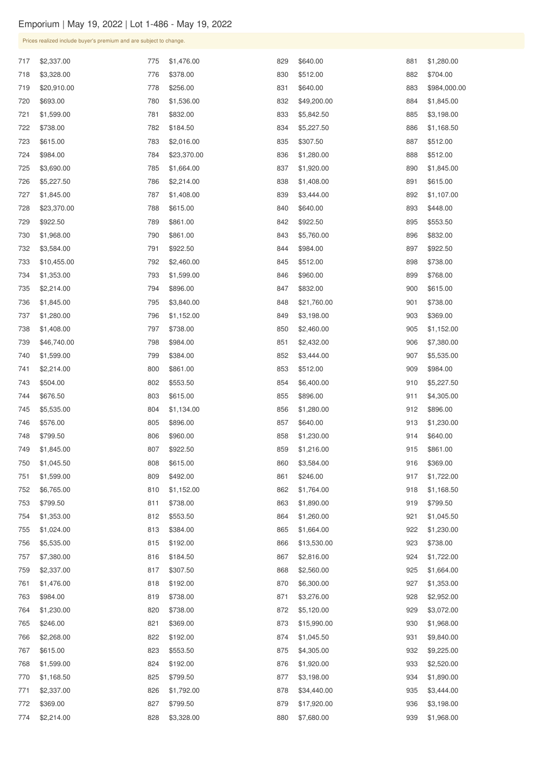Emporium | May 19, 2022 | Lot 1-486 - May 19, 2022

Prices realized include buyer's premium and are subject to change.

| Lot | Price |
|---|---|
| 717 | $2,337.00 |
| 718 | $3,328.00 |
| 719 | $20,910.00 |
| 720 | $693.00 |
| 721 | $1,599.00 |
| 722 | $738.00 |
| 723 | $615.00 |
| 724 | $984.00 |
| 725 | $3,690.00 |
| 726 | $5,227.50 |
| 727 | $1,845.00 |
| 728 | $23,370.00 |
| 729 | $922.50 |
| 730 | $1,968.00 |
| 732 | $3,584.00 |
| 733 | $10,455.00 |
| 734 | $1,353.00 |
| 735 | $2,214.00 |
| 736 | $1,845.00 |
| 737 | $1,280.00 |
| 738 | $1,408.00 |
| 739 | $46,740.00 |
| 740 | $1,599.00 |
| 741 | $2,214.00 |
| 743 | $504.00 |
| 744 | $676.50 |
| 745 | $5,535.00 |
| 746 | $576.00 |
| 748 | $799.50 |
| 749 | $1,845.00 |
| 750 | $1,045.50 |
| 751 | $1,599.00 |
| 752 | $6,765.00 |
| 753 | $799.50 |
| 754 | $1,353.00 |
| 755 | $1,024.00 |
| 756 | $5,535.00 |
| 757 | $7,380.00 |
| 759 | $2,337.00 |
| 761 | $1,476.00 |
| 763 | $984.00 |
| 764 | $1,230.00 |
| 765 | $246.00 |
| 766 | $2,268.00 |
| 767 | $615.00 |
| 768 | $1,599.00 |
| 770 | $1,168.50 |
| 771 | $2,337.00 |
| 772 | $369.00 |
| 774 | $2,214.00 |
| 775 | $1,476.00 |
| 776 | $378.00 |
| 778 | $256.00 |
| 780 | $1,536.00 |
| 781 | $832.00 |
| 782 | $184.50 |
| 783 | $2,016.00 |
| 784 | $23,370.00 |
| 785 | $1,664.00 |
| 786 | $2,214.00 |
| 787 | $1,408.00 |
| 788 | $615.00 |
| 789 | $861.00 |
| 790 | $861.00 |
| 791 | $922.50 |
| 792 | $2,460.00 |
| 793 | $1,599.00 |
| 794 | $896.00 |
| 795 | $3,840.00 |
| 796 | $1,152.00 |
| 797 | $738.00 |
| 798 | $984.00 |
| 799 | $384.00 |
| 800 | $861.00 |
| 802 | $553.50 |
| 803 | $615.00 |
| 804 | $1,134.00 |
| 805 | $896.00 |
| 806 | $960.00 |
| 807 | $922.50 |
| 808 | $615.00 |
| 809 | $492.00 |
| 810 | $1,152.00 |
| 811 | $738.00 |
| 812 | $553.50 |
| 813 | $384.00 |
| 815 | $192.00 |
| 816 | $184.50 |
| 817 | $307.50 |
| 818 | $192.00 |
| 819 | $738.00 |
| 820 | $738.00 |
| 821 | $369.00 |
| 822 | $192.00 |
| 823 | $553.50 |
| 824 | $192.00 |
| 825 | $799.50 |
| 826 | $1,792.00 |
| 827 | $799.50 |
| 828 | $3,328.00 |
| 829 | $640.00 |
| 830 | $512.00 |
| 831 | $640.00 |
| 832 | $49,200.00 |
| 833 | $5,842.50 |
| 834 | $5,227.50 |
| 835 | $307.50 |
| 836 | $1,280.00 |
| 837 | $1,920.00 |
| 838 | $1,408.00 |
| 839 | $3,444.00 |
| 840 | $640.00 |
| 842 | $922.50 |
| 843 | $5,760.00 |
| 844 | $984.00 |
| 845 | $512.00 |
| 846 | $960.00 |
| 847 | $832.00 |
| 848 | $21,760.00 |
| 849 | $3,198.00 |
| 850 | $2,460.00 |
| 851 | $2,432.00 |
| 852 | $3,444.00 |
| 853 | $512.00 |
| 854 | $6,400.00 |
| 855 | $896.00 |
| 856 | $1,280.00 |
| 857 | $640.00 |
| 858 | $1,230.00 |
| 859 | $1,216.00 |
| 860 | $3,584.00 |
| 861 | $246.00 |
| 862 | $1,764.00 |
| 863 | $1,890.00 |
| 864 | $1,260.00 |
| 865 | $1,664.00 |
| 866 | $13,530.00 |
| 867 | $2,816.00 |
| 868 | $2,560.00 |
| 870 | $6,300.00 |
| 871 | $3,276.00 |
| 872 | $5,120.00 |
| 873 | $15,990.00 |
| 874 | $1,045.50 |
| 875 | $4,305.00 |
| 876 | $1,920.00 |
| 877 | $3,198.00 |
| 878 | $34,440.00 |
| 879 | $17,920.00 |
| 880 | $7,680.00 |
| 881 | $1,280.00 |
| 882 | $704.00 |
| 883 | $984,000.00 |
| 884 | $1,845.00 |
| 885 | $3,198.00 |
| 886 | $1,168.50 |
| 887 | $512.00 |
| 888 | $512.00 |
| 890 | $1,845.00 |
| 891 | $615.00 |
| 892 | $1,107.00 |
| 893 | $448.00 |
| 895 | $553.50 |
| 896 | $832.00 |
| 897 | $922.50 |
| 898 | $738.00 |
| 899 | $768.00 |
| 900 | $615.00 |
| 901 | $738.00 |
| 903 | $369.00 |
| 905 | $1,152.00 |
| 906 | $7,380.00 |
| 907 | $5,535.00 |
| 909 | $984.00 |
| 910 | $5,227.50 |
| 911 | $4,305.00 |
| 912 | $896.00 |
| 913 | $1,230.00 |
| 914 | $640.00 |
| 915 | $861.00 |
| 916 | $369.00 |
| 917 | $1,722.00 |
| 918 | $1,168.50 |
| 919 | $799.50 |
| 921 | $1,045.50 |
| 922 | $1,230.00 |
| 923 | $738.00 |
| 924 | $1,722.00 |
| 925 | $1,664.00 |
| 927 | $1,353.00 |
| 928 | $2,952.00 |
| 929 | $3,072.00 |
| 930 | $1,968.00 |
| 931 | $9,840.00 |
| 932 | $9,225.00 |
| 933 | $2,520.00 |
| 934 | $1,890.00 |
| 935 | $3,444.00 |
| 936 | $3,198.00 |
| 939 | $1,968.00 |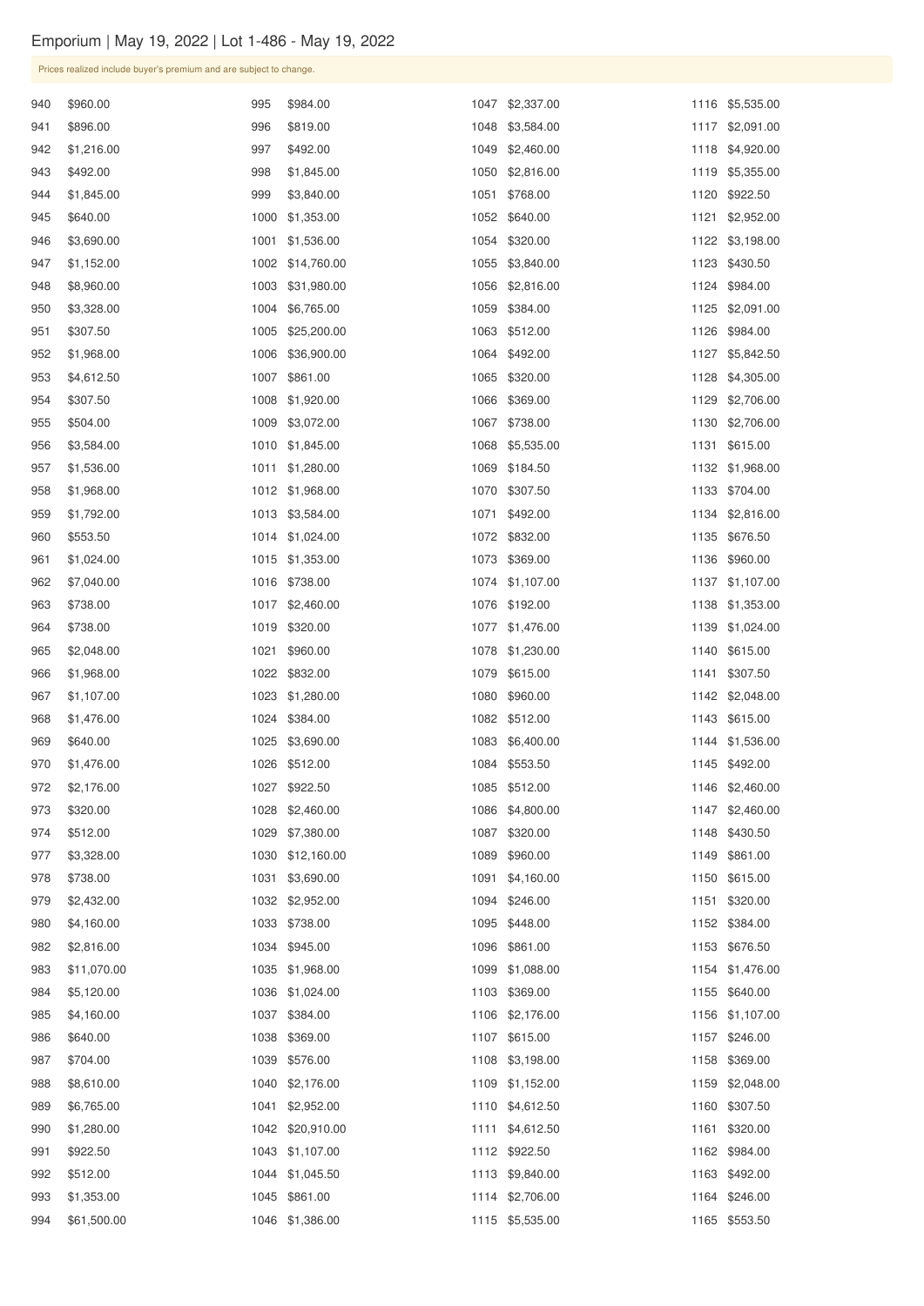# Emporium | May 19, 2022 | Lot 1-486 - May 19, 2022

Prices realized include buyer's premium and are subject to change.

| Lot | Price | Lot | Price | Lot | Price | Lot | Price |
|---|---|---|---|---|---|---|---|
| 940 | $960.00 | 995 | $984.00 | 1047 | $2,337.00 | 1116 | $5,535.00 |
| 941 | $896.00 | 996 | $819.00 | 1048 | $3,584.00 | 1117 | $2,091.00 |
| 942 | $1,216.00 | 997 | $492.00 | 1049 | $2,460.00 | 1118 | $4,920.00 |
| 943 | $492.00 | 998 | $1,845.00 | 1050 | $2,816.00 | 1119 | $5,355.00 |
| 944 | $1,845.00 | 999 | $3,840.00 | 1051 | $768.00 | 1120 | $922.50 |
| 945 | $640.00 | 1000 | $1,353.00 | 1052 | $640.00 | 1121 | $2,952.00 |
| 946 | $3,690.00 | 1001 | $1,536.00 | 1054 | $320.00 | 1122 | $3,198.00 |
| 947 | $1,152.00 | 1002 | $14,760.00 | 1055 | $3,840.00 | 1123 | $430.50 |
| 948 | $8,960.00 | 1003 | $31,980.00 | 1056 | $2,816.00 | 1124 | $984.00 |
| 950 | $3,328.00 | 1004 | $6,765.00 | 1059 | $384.00 | 1125 | $2,091.00 |
| 951 | $307.50 | 1005 | $25,200.00 | 1063 | $512.00 | 1126 | $984.00 |
| 952 | $1,968.00 | 1006 | $36,900.00 | 1064 | $492.00 | 1127 | $5,842.50 |
| 953 | $4,612.50 | 1007 | $861.00 | 1065 | $320.00 | 1128 | $4,305.00 |
| 954 | $307.50 | 1008 | $1,920.00 | 1066 | $369.00 | 1129 | $2,706.00 |
| 955 | $504.00 | 1009 | $3,072.00 | 1067 | $738.00 | 1130 | $2,706.00 |
| 956 | $3,584.00 | 1010 | $1,845.00 | 1068 | $5,535.00 | 1131 | $615.00 |
| 957 | $1,536.00 | 1011 | $1,280.00 | 1069 | $184.50 | 1132 | $1,968.00 |
| 958 | $1,968.00 | 1012 | $1,968.00 | 1070 | $307.50 | 1133 | $704.00 |
| 959 | $1,792.00 | 1013 | $3,584.00 | 1071 | $492.00 | 1134 | $2,816.00 |
| 960 | $553.50 | 1014 | $1,024.00 | 1072 | $832.00 | 1135 | $676.50 |
| 961 | $1,024.00 | 1015 | $1,353.00 | 1073 | $369.00 | 1136 | $960.00 |
| 962 | $7,040.00 | 1016 | $738.00 | 1074 | $1,107.00 | 1137 | $1,107.00 |
| 963 | $738.00 | 1017 | $2,460.00 | 1076 | $192.00 | 1138 | $1,353.00 |
| 964 | $738.00 | 1019 | $320.00 | 1077 | $1,476.00 | 1139 | $1,024.00 |
| 965 | $2,048.00 | 1021 | $960.00 | 1078 | $1,230.00 | 1140 | $615.00 |
| 966 | $1,968.00 | 1022 | $832.00 | 1079 | $615.00 | 1141 | $307.50 |
| 967 | $1,107.00 | 1023 | $1,280.00 | 1080 | $960.00 | 1142 | $2,048.00 |
| 968 | $1,476.00 | 1024 | $384.00 | 1082 | $512.00 | 1143 | $615.00 |
| 969 | $640.00 | 1025 | $3,690.00 | 1083 | $6,400.00 | 1144 | $1,536.00 |
| 970 | $1,476.00 | 1026 | $512.00 | 1084 | $553.50 | 1145 | $492.00 |
| 972 | $2,176.00 | 1027 | $922.50 | 1085 | $512.00 | 1146 | $2,460.00 |
| 973 | $320.00 | 1028 | $2,460.00 | 1086 | $4,800.00 | 1147 | $2,460.00 |
| 974 | $512.00 | 1029 | $7,380.00 | 1087 | $320.00 | 1148 | $430.50 |
| 977 | $3,328.00 | 1030 | $12,160.00 | 1089 | $960.00 | 1149 | $861.00 |
| 978 | $738.00 | 1031 | $3,690.00 | 1091 | $4,160.00 | 1150 | $615.00 |
| 979 | $2,432.00 | 1032 | $2,952.00 | 1094 | $246.00 | 1151 | $320.00 |
| 980 | $4,160.00 | 1033 | $738.00 | 1095 | $448.00 | 1152 | $384.00 |
| 982 | $2,816.00 | 1034 | $945.00 | 1096 | $861.00 | 1153 | $676.50 |
| 983 | $11,070.00 | 1035 | $1,968.00 | 1099 | $1,088.00 | 1154 | $1,476.00 |
| 984 | $5,120.00 | 1036 | $1,024.00 | 1103 | $369.00 | 1155 | $640.00 |
| 985 | $4,160.00 | 1037 | $384.00 | 1106 | $2,176.00 | 1156 | $1,107.00 |
| 986 | $640.00 | 1038 | $369.00 | 1107 | $615.00 | 1157 | $246.00 |
| 987 | $704.00 | 1039 | $576.00 | 1108 | $3,198.00 | 1158 | $369.00 |
| 988 | $8,610.00 | 1040 | $2,176.00 | 1109 | $1,152.00 | 1159 | $2,048.00 |
| 989 | $6,765.00 | 1041 | $2,952.00 | 1110 | $4,612.50 | 1160 | $307.50 |
| 990 | $1,280.00 | 1042 | $20,910.00 | 1111 | $4,612.50 | 1161 | $320.00 |
| 991 | $922.50 | 1043 | $1,107.00 | 1112 | $922.50 | 1162 | $984.00 |
| 992 | $512.00 | 1044 | $1,045.50 | 1113 | $9,840.00 | 1163 | $492.00 |
| 993 | $1,353.00 | 1045 | $861.00 | 1114 | $2,706.00 | 1164 | $246.00 |
| 994 | $61,500.00 | 1046 | $1,386.00 | 1115 | $5,535.00 | 1165 | $553.50 |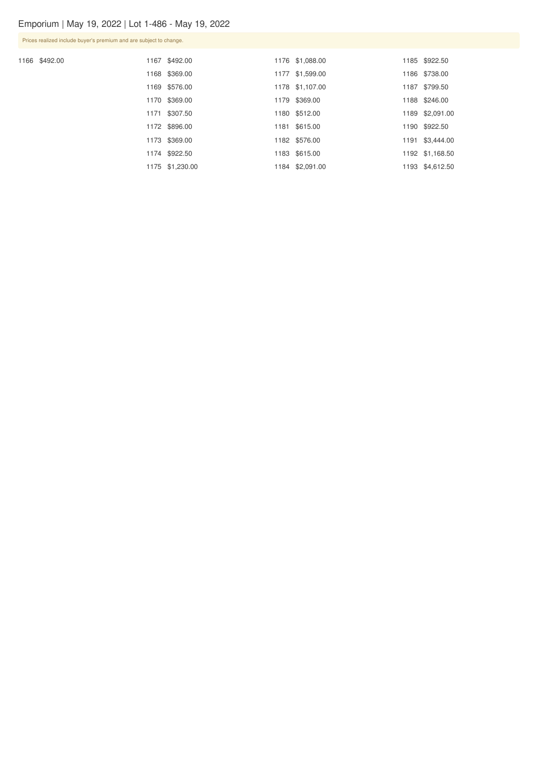Emporium | May 19, 2022 | Lot 1-486 - May 19, 2022

Prices realized include buyer's premium and are subject to change.

1166 $492.00

1167 $492.00

1168 $369.00

1169 $576.00

1170 $369.00

1171 $307.50

1172 $896.00

1173 $369.00

1174 $922.50

1175 $1,230.00

1176 $1,088.00

1177 $1,599.00

1178 $1,107.00

1179 $369.00

1180 $512.00

1181 $615.00

1182 $576.00

1183 $615.00

1184 $2,091.00

1185 $922.50

1186 $738.00

1187 $799.50

1188 $246.00

1189 $2,091.00

1190 $922.50

1191 $3,444.00

1192 $1,168.50

1193 $4,612.50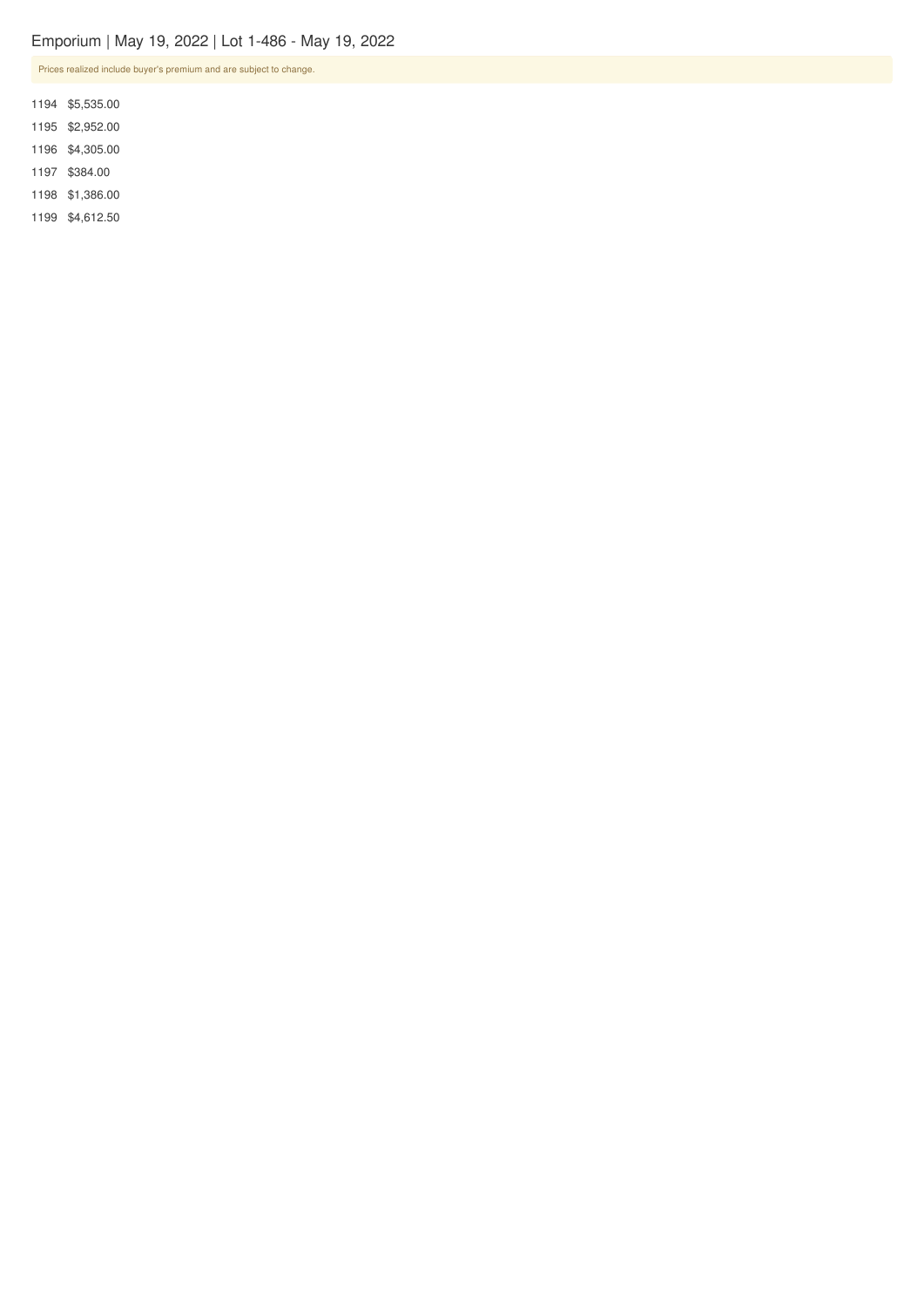Emporium | May 19, 2022 | Lot 1-486 - May 19, 2022

Prices realized include buyer's premium and are subject to change.

| | |
|---|---|
| 1194 | $5,535.00 |
| 1195 | $2,952.00 |
| 1196 | $4,305.00 |
| 1197 | $384.00 |
| 1198 | $1,386.00 |
| 1199 | $4,612.50 |